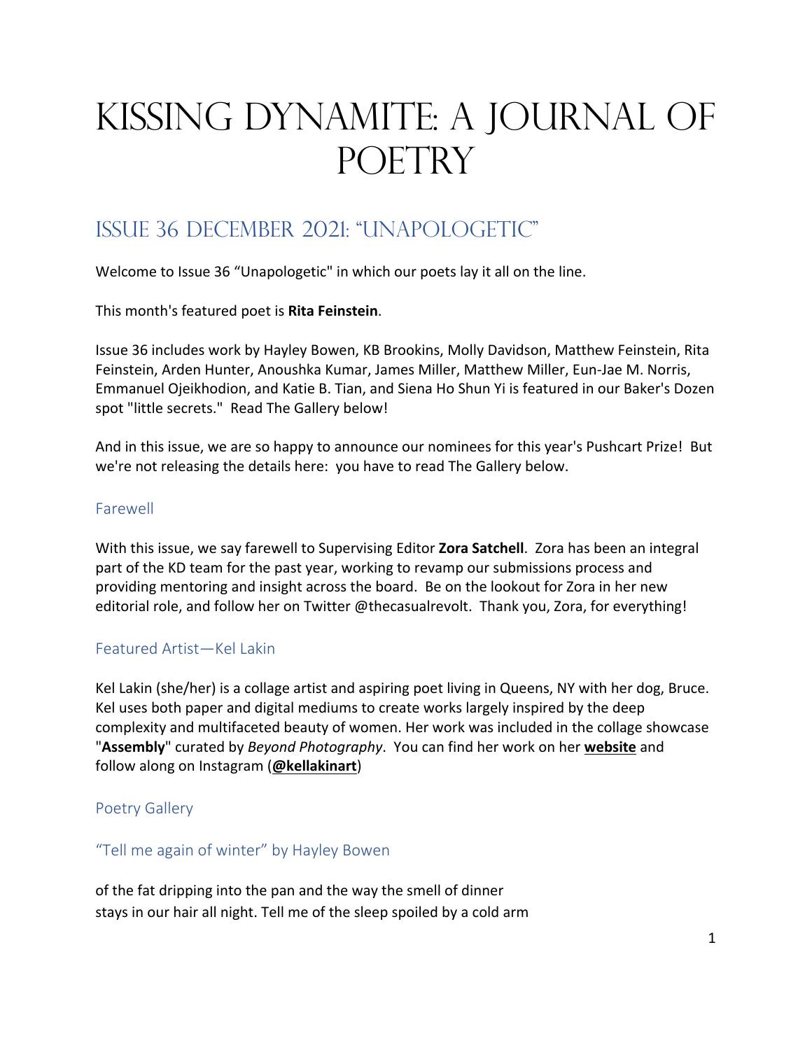# KISSING DYNAMITE: A JOURNAL OF POETRY

## ISSUE 36 DECEMBER 2021: "UNAPOLOGETIC"

Welcome to Issue 36 "Unapologetic" in which our poets lay it all on the line.

This month's featured poet is **Rita Feinstein**.

Issue 36 includes work by Hayley Bowen, KB Brookins, Molly Davidson, Matthew Feinstein, Rita Feinstein, Arden Hunter, Anoushka Kumar, James Miller, Matthew Miller, Eun-Jae M. Norris, Emmanuel Ojeikhodion, and Katie B. Tian, and Siena Ho Shun Yi is featured in our Baker's Dozen spot "little secrets." Read The Gallery below!

And in this issue, we are so happy to announce our nominees for this year's Pushcart Prize! But we're not releasing the details here: you have to read The Gallery below.

### Farewell

With this issue, we say farewell to Supervising Editor **Zora Satchell**. Zora has been an integral part of the KD team for the past year, working to revamp our submissions process and providing mentoring and insight across the board. Be on the lookout for Zora in her new editorial role, and follow her on Twitter @thecasualrevolt. Thank you, Zora, for everything!

### Featured Artist—Kel Lakin

Kel Lakin (she/her) is a collage artist and aspiring poet living in Queens, NY with her dog, Bruce. Kel uses both paper and digital mediums to create works largely inspired by the deep complexity and multifaceted beauty of women. Her work was included in the collage showcase "**Assembly**" curated by *Beyond Photography*. You can find her work on her **website** and follow along on Instagram (**@kellakinart**)

### Poetry Gallery

### "Tell me again of winter" by Hayley Bowen

of the fat dripping into the pan and the way the smell of dinner
stays in our hair all night. Tell me of the sleep spoiled by a cold arm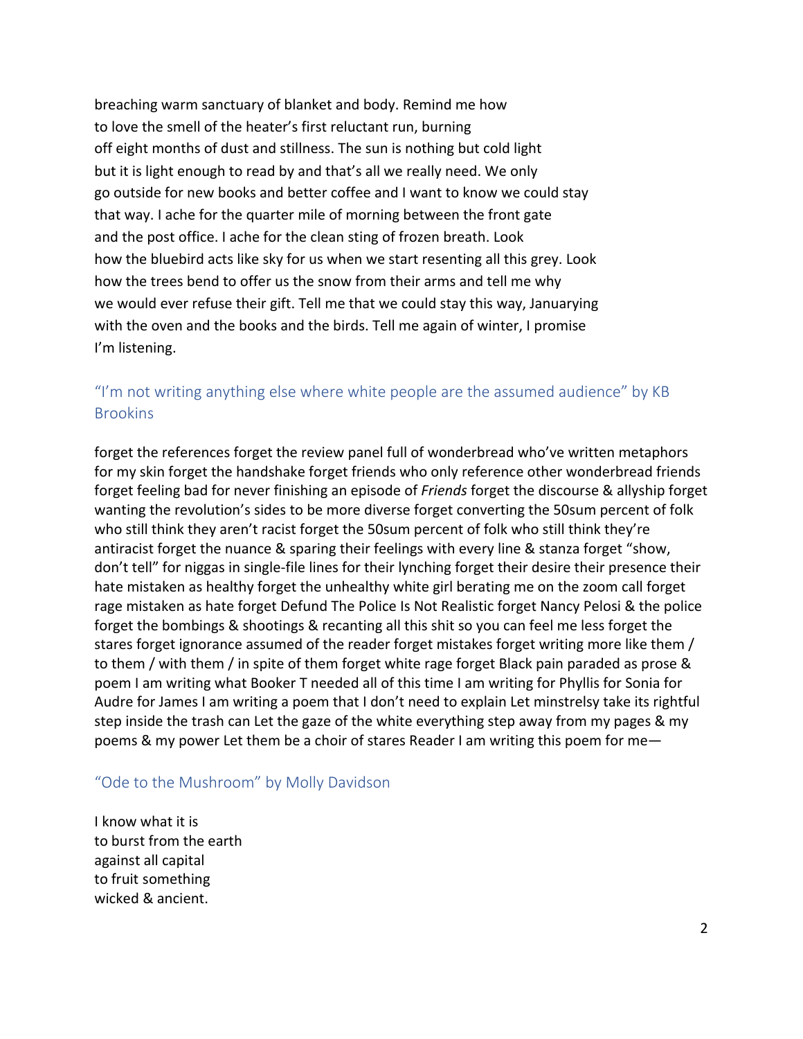breaching warm sanctuary of blanket and body. Remind me how
to love the smell of the heater's first reluctant run, burning
off eight months of dust and stillness. The sun is nothing but cold light
but it is light enough to read by and that's all we really need. We only
go outside for new books and better coffee and I want to know we could stay
that way. I ache for the quarter mile of morning between the front gate
and the post office. I ache for the clean sting of frozen breath. Look
how the bluebird acts like sky for us when we start resenting all this grey. Look
how the trees bend to offer us the snow from their arms and tell me why
we would ever refuse their gift. Tell me that we could stay this way, Januarying
with the oven and the books and the birds. Tell me again of winter, I promise
I'm listening.

## "I'm not writing anything else where white people are the assumed audience" by KB Brookins

forget the references forget the review panel full of wonderbread who've written metaphors for my skin forget the handshake forget friends who only reference other wonderbread friends forget feeling bad for never finishing an episode of *Friends* forget the discourse & allyship forget wanting the revolution's sides to be more diverse forget converting the 50sum percent of folk who still think they aren't racist forget the 50sum percent of folk who still think they're antiracist forget the nuance & sparing their feelings with every line & stanza forget "show, don't tell" for niggas in single-file lines for their lynching forget their desire their presence their hate mistaken as healthy forget the unhealthy white girl berating me on the zoom call forget rage mistaken as hate forget Defund The Police Is Not Realistic forget Nancy Pelosi & the police forget the bombings & shootings & recanting all this shit so you can feel me less forget the stares forget ignorance assumed of the reader forget mistakes forget writing more like them / to them / with them / in spite of them forget white rage forget Black pain paraded as prose & poem I am writing what Booker T needed all of this time I am writing for Phyllis for Sonia for Audre for James I am writing a poem that I don't need to explain Let minstrelsy take its rightful step inside the trash can Let the gaze of the white everything step away from my pages & my poems & my power Let them be a choir of stares Reader I am writing this poem for me—

## "Ode to the Mushroom" by Molly Davidson

I know what it is
to burst from the earth
against all capital
to fruit something
wicked & ancient.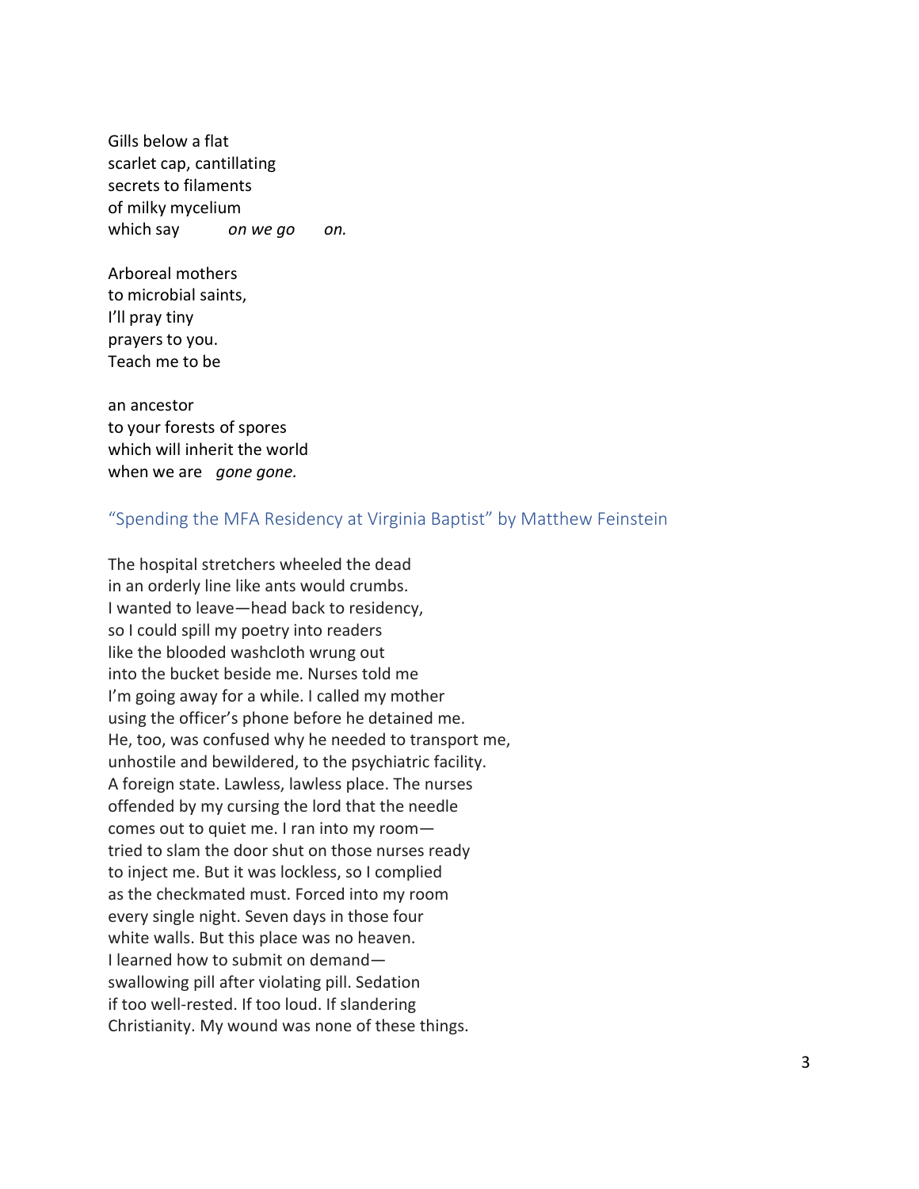Gills below a flat  
scarlet cap, cantillating  
secrets to filaments  
of milky mycelium  
which say *on we go* *on.*

Arboreal mothers  
to microbial saints,  
I'll pray tiny  
prayers to you.  
Teach me to be

an ancestor  
to your forests of spores  
which will inherit the world  
when we are *gone gone.*

## "Spending the MFA Residency at Virginia Baptist" by Matthew Feinstein

The hospital stretchers wheeled the dead  
in an orderly line like ants would crumbs.  
I wanted to leave—head back to residency,  
so I could spill my poetry into readers  
like the blooded washcloth wrung out  
into the bucket beside me. Nurses told me  
I'm going away for a while. I called my mother  
using the officer's phone before he detained me.  
He, too, was confused why he needed to transport me,  
unhostile and bewildered, to the psychiatric facility.  
A foreign state. Lawless, lawless place. The nurses  
offended by my cursing the lord that the needle  
comes out to quiet me. I ran into my room—  
tried to slam the door shut on those nurses ready  
to inject me. But it was lockless, so I complied  
as the checkmated must. Forced into my room  
every single night. Seven days in those four  
white walls. But this place was no heaven.  
I learned how to submit on demand—  
swallowing pill after violating pill. Sedation  
if too well-rested. If too loud. If slandering  
Christianity. My wound was none of these things.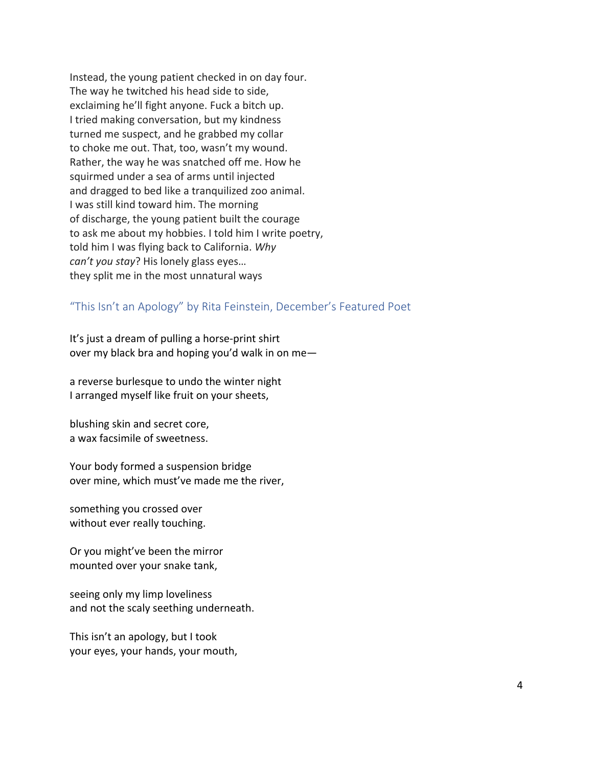Instead, the young patient checked in on day four.
The way he twitched his head side to side,
exclaiming he'll fight anyone. Fuck a bitch up.
I tried making conversation, but my kindness
turned me suspect, and he grabbed my collar
to choke me out. That, too, wasn't my wound.
Rather, the way he was snatched off me. How he
squirmed under a sea of arms until injected
and dragged to bed like a tranquilized zoo animal.
I was still kind toward him. The morning
of discharge, the young patient built the courage
to ask me about my hobbies. I told him I write poetry,
told him I was flying back to California. *Why
can't you stay*? His lonely glass eyes…
they split me in the most unnatural ways

### "This Isn't an Apology" by Rita Feinstein, December's Featured Poet

It's just a dream of pulling a horse-print shirt
over my black bra and hoping you'd walk in on me—

a reverse burlesque to undo the winter night
I arranged myself like fruit on your sheets,

blushing skin and secret core,
a wax facsimile of sweetness.

Your body formed a suspension bridge
over mine, which must've made me the river,

something you crossed over
without ever really touching.

Or you might've been the mirror
mounted over your snake tank,

seeing only my limp loveliness
and not the scaly seething underneath.

This isn't an apology, but I took
your eyes, your hands, your mouth,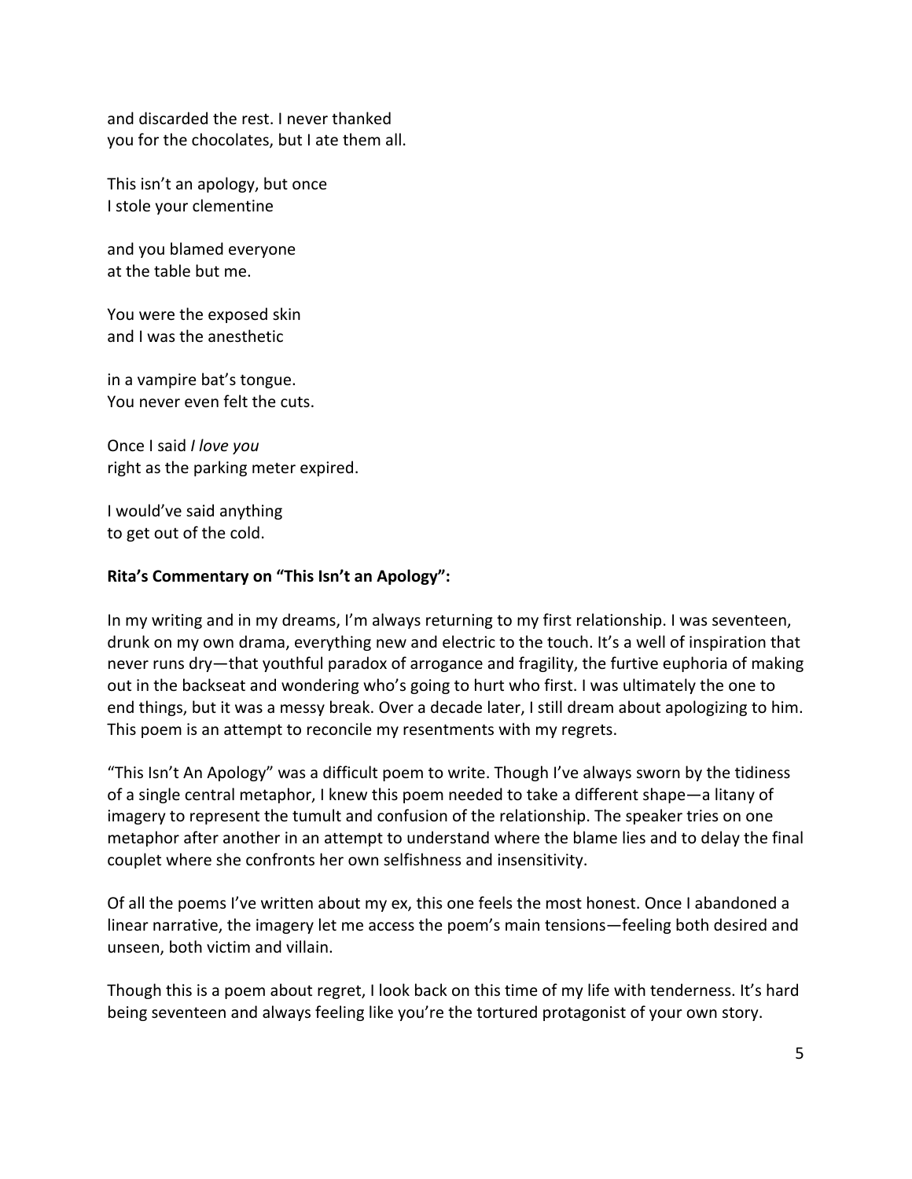and discarded the rest. I never thanked
you for the chocolates, but I ate them all.

This isn't an apology, but once
I stole your clementine

and you blamed everyone
at the table but me.

You were the exposed skin
and I was the anesthetic

in a vampire bat's tongue.
You never even felt the cuts.

Once I said *I love you*
right as the parking meter expired.

I would've said anything
to get out of the cold.

**Rita's Commentary on "This Isn't an Apology":**

In my writing and in my dreams, I'm always returning to my first relationship. I was seventeen, drunk on my own drama, everything new and electric to the touch. It's a well of inspiration that never runs dry—that youthful paradox of arrogance and fragility, the furtive euphoria of making out in the backseat and wondering who's going to hurt who first. I was ultimately the one to end things, but it was a messy break. Over a decade later, I still dream about apologizing to him. This poem is an attempt to reconcile my resentments with my regrets.

"This Isn't An Apology" was a difficult poem to write. Though I've always sworn by the tidiness of a single central metaphor, I knew this poem needed to take a different shape—a litany of imagery to represent the tumult and confusion of the relationship. The speaker tries on one metaphor after another in an attempt to understand where the blame lies and to delay the final couplet where she confronts her own selfishness and insensitivity.

Of all the poems I've written about my ex, this one feels the most honest. Once I abandoned a linear narrative, the imagery let me access the poem's main tensions—feeling both desired and unseen, both victim and villain.

Though this is a poem about regret, I look back on this time of my life with tenderness. It's hard being seventeen and always feeling like you're the tortured protagonist of your own story.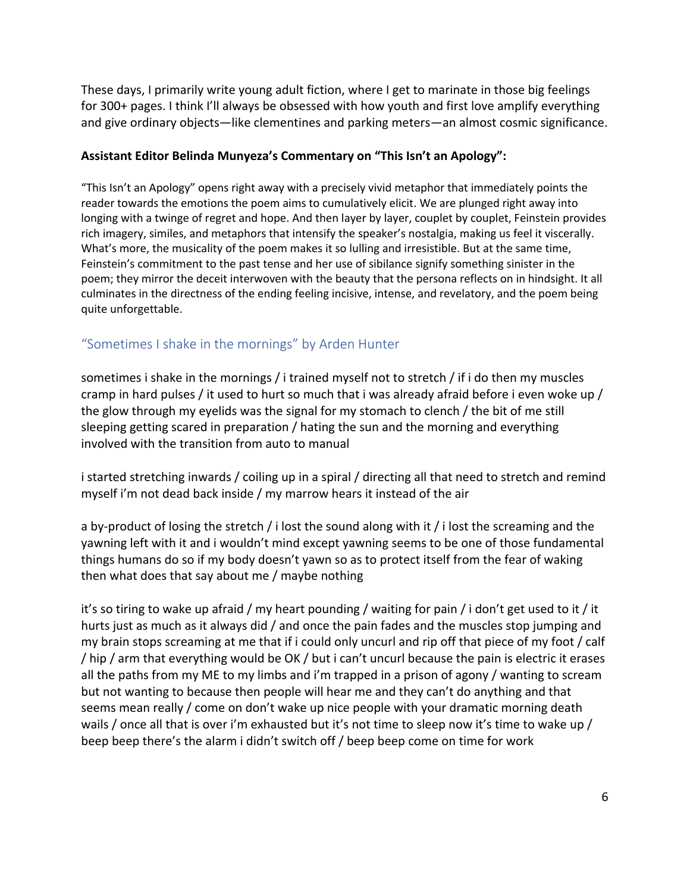These days, I primarily write young adult fiction, where I get to marinate in those big feelings for 300+ pages. I think I'll always be obsessed with how youth and first love amplify everything and give ordinary objects—like clementines and parking meters—an almost cosmic significance.

**Assistant Editor Belinda Munyeza's Commentary on "This Isn't an Apology":**

"This Isn't an Apology" opens right away with a precisely vivid metaphor that immediately points the reader towards the emotions the poem aims to cumulatively elicit. We are plunged right away into longing with a twinge of regret and hope. And then layer by layer, couplet by couplet, Feinstein provides rich imagery, similes, and metaphors that intensify the speaker's nostalgia, making us feel it viscerally. What's more, the musicality of the poem makes it so lulling and irresistible. But at the same time, Feinstein's commitment to the past tense and her use of sibilance signify something sinister in the poem; they mirror the deceit interwoven with the beauty that the persona reflects on in hindsight. It all culminates in the directness of the ending feeling incisive, intense, and revelatory, and the poem being quite unforgettable.

## "Sometimes I shake in the mornings" by Arden Hunter

sometimes i shake in the mornings / i trained myself not to stretch / if i do then my muscles cramp in hard pulses / it used to hurt so much that i was already afraid before i even woke up / the glow through my eyelids was the signal for my stomach to clench / the bit of me still sleeping getting scared in preparation / hating the sun and the morning and everything involved with the transition from auto to manual

i started stretching inwards / coiling up in a spiral / directing all that need to stretch and remind myself i'm not dead back inside / my marrow hears it instead of the air

a by-product of losing the stretch / i lost the sound along with it / i lost the screaming and the yawning left with it and i wouldn't mind except yawning seems to be one of those fundamental things humans do so if my body doesn't yawn so as to protect itself from the fear of waking then what does that say about me / maybe nothing

it's so tiring to wake up afraid / my heart pounding / waiting for pain / i don't get used to it / it hurts just as much as it always did / and once the pain fades and the muscles stop jumping and my brain stops screaming at me that if i could only uncurl and rip off that piece of my foot / calf / hip / arm that everything would be OK / but i can't uncurl because the pain is electric it erases all the paths from my ME to my limbs and i'm trapped in a prison of agony / wanting to scream but not wanting to because then people will hear me and they can't do anything and that seems mean really / come on don't wake up nice people with your dramatic morning death wails / once all that is over i'm exhausted but it's not time to sleep now it's time to wake up / beep beep there's the alarm i didn't switch off / beep beep come on time for work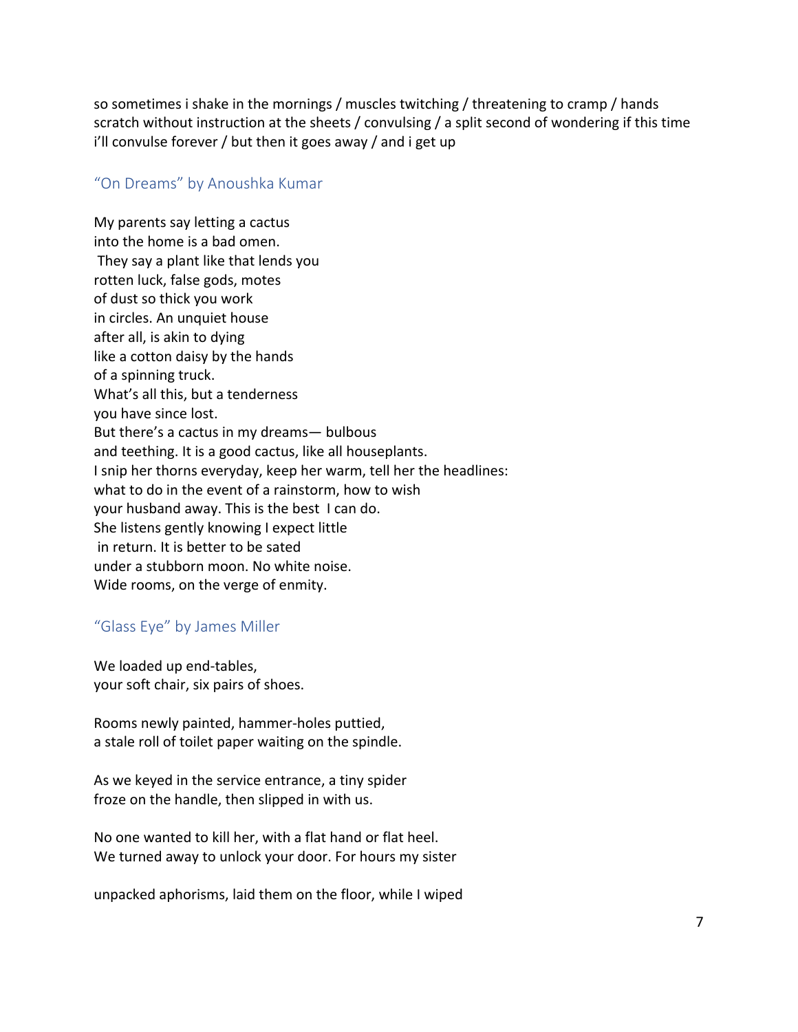so sometimes i shake in the mornings / muscles twitching / threatening to cramp / hands scratch without instruction at the sheets / convulsing / a split second of wondering if this time i'll convulse forever / but then it goes away / and i get up

### "On Dreams" by Anoushka Kumar

My parents say letting a cactus  
into the home is a bad omen.  
 They say a plant like that lends you  
rotten luck, false gods, motes  
of dust so thick you work  
in circles. An unquiet house  
after all, is akin to dying  
like a cotton daisy by the hands  
of a spinning truck.  
What's all this, but a tenderness  
you have since lost.  
But there's a cactus in my dreams— bulbous  
and teething. It is a good cactus, like all houseplants.  
I snip her thorns everyday, keep her warm, tell her the headlines:  
what to do in the event of a rainstorm, how to wish  
your husband away. This is the best  I can do.  
She listens gently knowing I expect little  
 in return. It is better to be sated  
under a stubborn moon. No white noise.  
Wide rooms, on the verge of enmity.

### "Glass Eye" by James Miller

We loaded up end-tables,  
your soft chair, six pairs of shoes.

Rooms newly painted, hammer-holes puttied,  
a stale roll of toilet paper waiting on the spindle.

As we keyed in the service entrance, a tiny spider  
froze on the handle, then slipped in with us.

No one wanted to kill her, with a flat hand or flat heel.  
We turned away to unlock your door. For hours my sister

unpacked aphorisms, laid them on the floor, while I wiped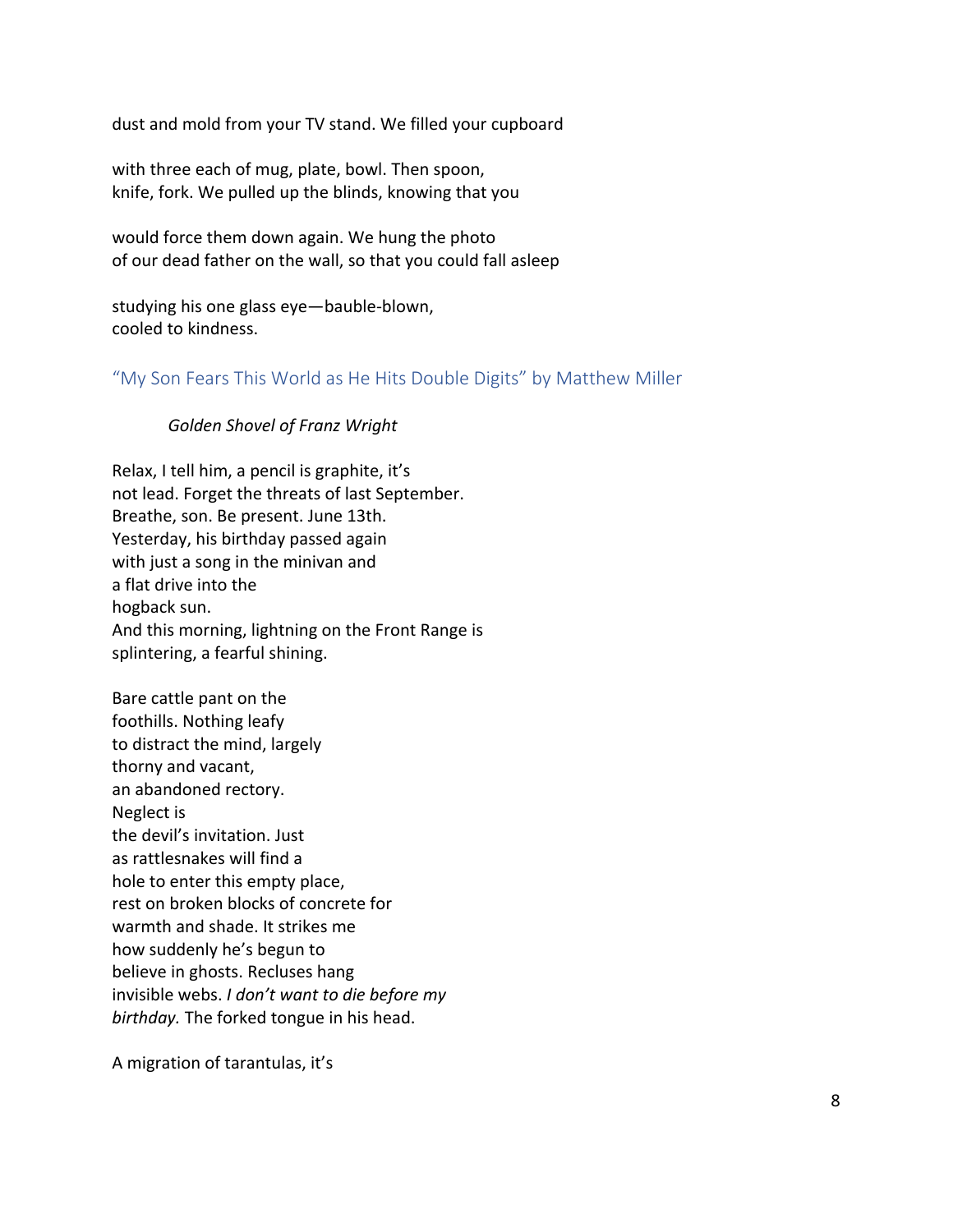dust and mold from your TV stand. We filled your cupboard

with three each of mug, plate, bowl. Then spoon,
knife, fork. We pulled up the blinds, knowing that you

would force them down again. We hung the photo
of our dead father on the wall, so that you could fall asleep

studying his one glass eye—bauble-blown,
cooled to kindness.

### "My Son Fears This World as He Hits Double Digits" by Matthew Miller

*Golden Shovel of Franz Wright*

Relax, I tell him, a pencil is graphite, it's
not lead. Forget the threats of last September.
Breathe, son. Be present. June 13th.
Yesterday, his birthday passed again
with just a song in the minivan and
a flat drive into the
hogback sun.
And this morning, lightning on the Front Range is
splintering, a fearful shining.

Bare cattle pant on the
foothills. Nothing leafy
to distract the mind, largely
thorny and vacant,
an abandoned rectory.
Neglect is
the devil's invitation. Just
as rattlesnakes will find a
hole to enter this empty place,
rest on broken blocks of concrete for
warmth and shade. It strikes me
how suddenly he's begun to
believe in ghosts. Recluses hang
invisible webs. *I don't want to die before my*
*birthday.* The forked tongue in his head.

A migration of tarantulas, it's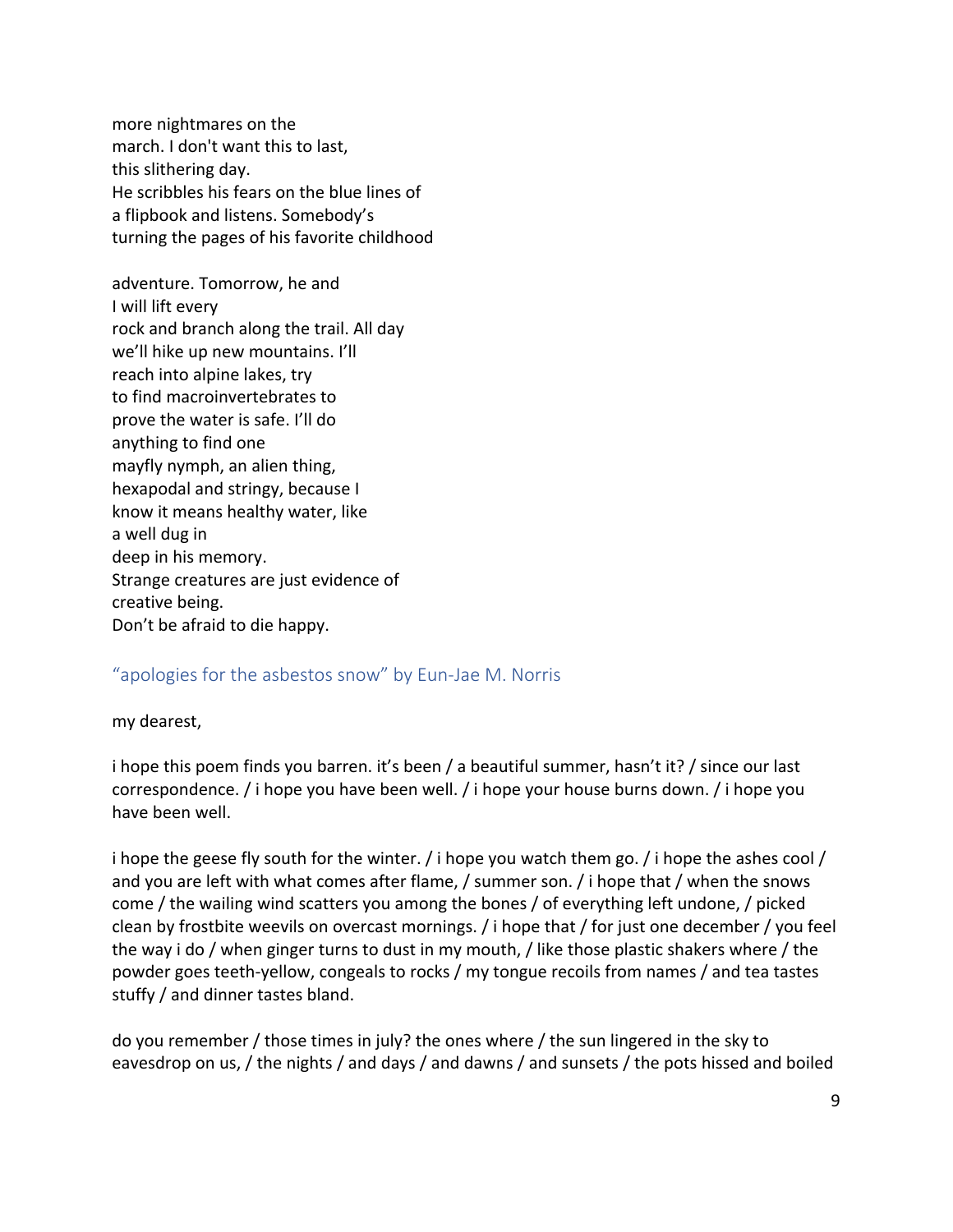more nightmares on the  
march. I don't want this to last,  
this slithering day.  
He scribbles his fears on the blue lines of  
a flipbook and listens. Somebody's  
turning the pages of his favorite childhood

adventure. Tomorrow, he and  
I will lift every  
rock and branch along the trail. All day  
we'll hike up new mountains. I'll  
reach into alpine lakes, try  
to find macroinvertebrates to  
prove the water is safe. I'll do  
anything to find one  
mayfly nymph, an alien thing,  
hexapodal and stringy, because I  
know it means healthy water, like  
a well dug in  
deep in his memory.  
Strange creatures are just evidence of  
creative being.  
Don't be afraid to die happy.

## "apologies for the asbestos snow" by Eun-Jae M. Norris

my dearest,

i hope this poem finds you barren. it's been / a beautiful summer, hasn't it? / since our last correspondence. / i hope you have been well. / i hope your house burns down. / i hope you have been well.

i hope the geese fly south for the winter. / i hope you watch them go. / i hope the ashes cool / and you are left with what comes after flame, / summer son. / i hope that / when the snows come / the wailing wind scatters you among the bones / of everything left undone, / picked clean by frostbite weevils on overcast mornings. / i hope that / for just one december / you feel the way i do / when ginger turns to dust in my mouth, / like those plastic shakers where / the powder goes teeth-yellow, congeals to rocks / my tongue recoils from names / and tea tastes stuffy / and dinner tastes bland.

do you remember / those times in july? the ones where / the sun lingered in the sky to eavesdrop on us, / the nights / and days / and dawns / and sunsets / the pots hissed and boiled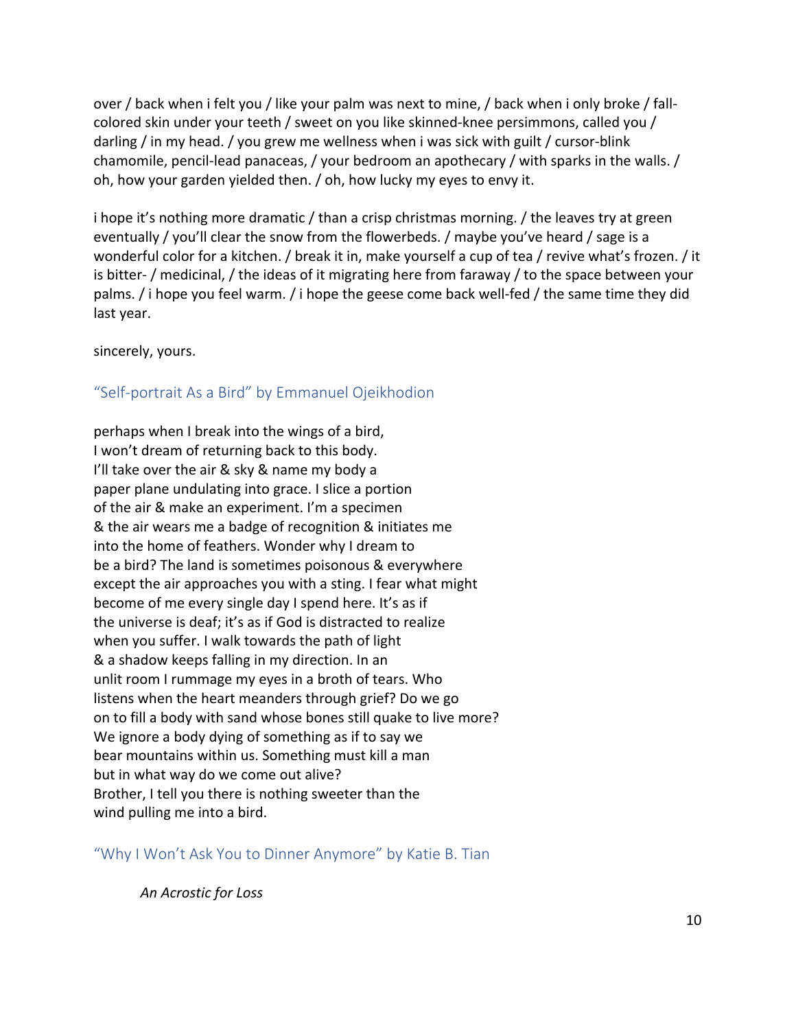over / back when i felt you / like your palm was next to mine, / back when i only broke / fall-colored skin under your teeth / sweet on you like skinned-knee persimmons, called you / darling / in my head. / you grew me wellness when i was sick with guilt / cursor-blink chamomile, pencil-lead panaceas, / your bedroom an apothecary / with sparks in the walls. / oh, how your garden yielded then. / oh, how lucky my eyes to envy it.

i hope it's nothing more dramatic / than a crisp christmas morning. / the leaves try at green eventually / you'll clear the snow from the flowerbeds. / maybe you've heard / sage is a wonderful color for a kitchen. / break it in, make yourself a cup of tea / revive what's frozen. / it is bitter- / medicinal, / the ideas of it migrating here from faraway / to the space between your palms. / i hope you feel warm. / i hope the geese come back well-fed / the same time they did last year.

sincerely, yours.

## "Self-portrait As a Bird" by Emmanuel Ojeikhodion

perhaps when I break into the wings of a bird,
I won't dream of returning back to this body.
I'll take over the air & sky & name my body a
paper plane undulating into grace. I slice a portion
of the air & make an experiment. I'm a specimen
& the air wears me a badge of recognition & initiates me
into the home of feathers. Wonder why I dream to
be a bird? The land is sometimes poisonous & everywhere
except the air approaches you with a sting. I fear what might
become of me every single day I spend here. It's as if
the universe is deaf; it's as if God is distracted to realize
when you suffer. I walk towards the path of light
& a shadow keeps falling in my direction. In an
unlit room I rummage my eyes in a broth of tears. Who
listens when the heart meanders through grief? Do we go
on to fill a body with sand whose bones still quake to live more?
We ignore a body dying of something as if to say we
bear mountains within us. Something must kill a man
but in what way do we come out alive?
Brother, I tell you there is nothing sweeter than the
wind pulling me into a bird.

## "Why I Won't Ask You to Dinner Anymore" by Katie B. Tian

*An Acrostic for Loss*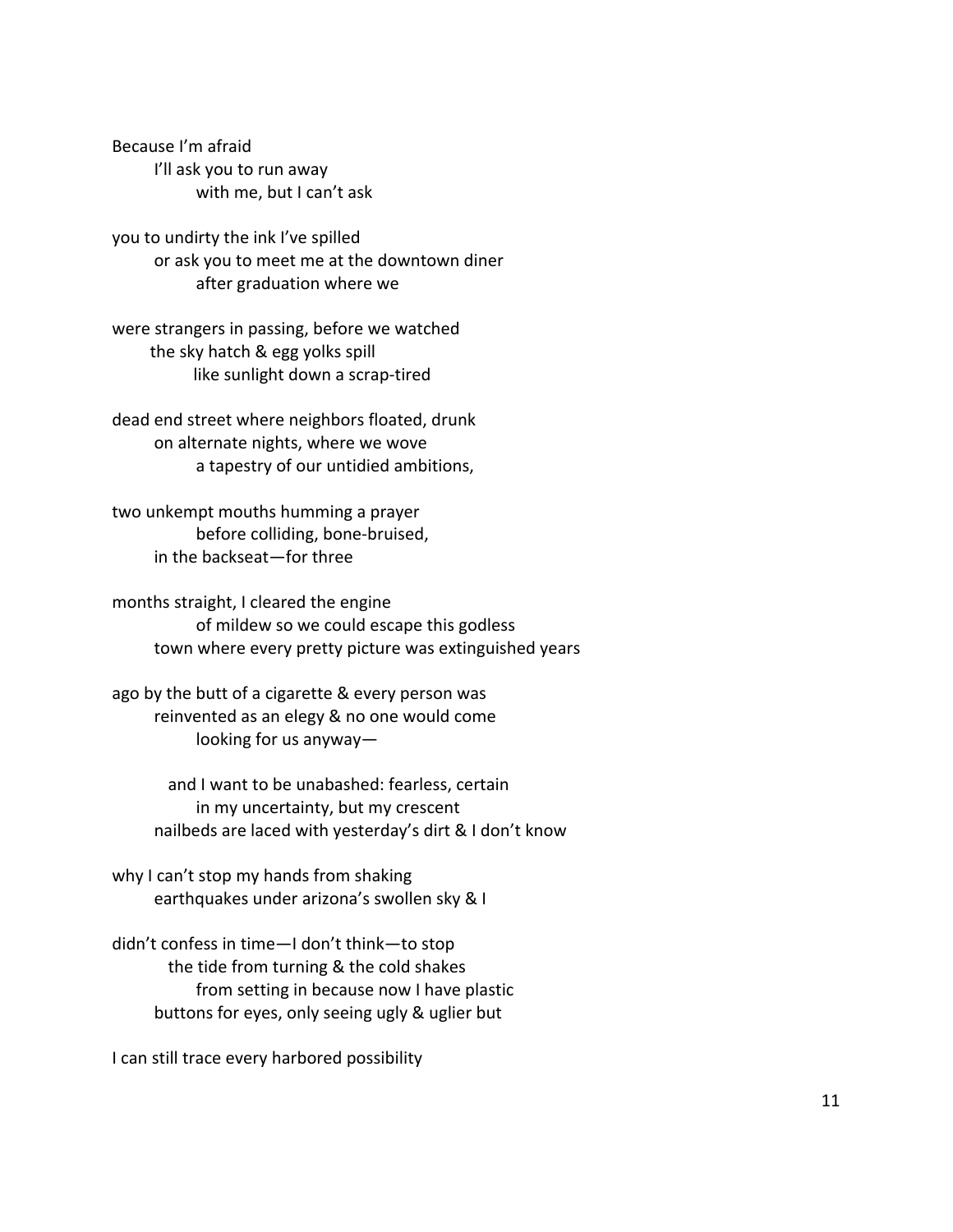Because I'm afraid
&nbsp;&nbsp;&nbsp;&nbsp;&nbsp;&nbsp;&nbsp;&nbsp;I'll ask you to run away
&nbsp;&nbsp;&nbsp;&nbsp;&nbsp;&nbsp;&nbsp;&nbsp;&nbsp;&nbsp;&nbsp;&nbsp;&nbsp;&nbsp;&nbsp;&nbsp;with me, but I can't ask

you to undirty the ink I've spilled
&nbsp;&nbsp;&nbsp;&nbsp;&nbsp;&nbsp;&nbsp;&nbsp;or ask you to meet me at the downtown diner
&nbsp;&nbsp;&nbsp;&nbsp;&nbsp;&nbsp;&nbsp;&nbsp;&nbsp;&nbsp;&nbsp;&nbsp;&nbsp;&nbsp;&nbsp;&nbsp;after graduation where we

were strangers in passing, before we watched
&nbsp;&nbsp;&nbsp;&nbsp;&nbsp;&nbsp;&nbsp;&nbsp;the sky hatch & egg yolks spill
&nbsp;&nbsp;&nbsp;&nbsp;&nbsp;&nbsp;&nbsp;&nbsp;&nbsp;&nbsp;&nbsp;&nbsp;&nbsp;&nbsp;&nbsp;&nbsp;like sunlight down a scrap-tired

dead end street where neighbors floated, drunk
&nbsp;&nbsp;&nbsp;&nbsp;&nbsp;&nbsp;&nbsp;&nbsp;on alternate nights, where we wove
&nbsp;&nbsp;&nbsp;&nbsp;&nbsp;&nbsp;&nbsp;&nbsp;&nbsp;&nbsp;&nbsp;&nbsp;&nbsp;&nbsp;&nbsp;&nbsp;a tapestry of our untidied ambitions,

two unkempt mouths humming a prayer
&nbsp;&nbsp;&nbsp;&nbsp;&nbsp;&nbsp;&nbsp;&nbsp;&nbsp;&nbsp;&nbsp;&nbsp;&nbsp;&nbsp;&nbsp;&nbsp;before colliding, bone-bruised,
&nbsp;&nbsp;&nbsp;&nbsp;&nbsp;&nbsp;&nbsp;&nbsp;in the backseat—for three

months straight, I cleared the engine
&nbsp;&nbsp;&nbsp;&nbsp;&nbsp;&nbsp;&nbsp;&nbsp;&nbsp;&nbsp;&nbsp;&nbsp;&nbsp;&nbsp;&nbsp;&nbsp;of mildew so we could escape this godless
&nbsp;&nbsp;&nbsp;&nbsp;&nbsp;&nbsp;&nbsp;&nbsp;town where every pretty picture was extinguished years

ago by the butt of a cigarette & every person was
&nbsp;&nbsp;&nbsp;&nbsp;&nbsp;&nbsp;&nbsp;&nbsp;reinvented as an elegy & no one would come
&nbsp;&nbsp;&nbsp;&nbsp;&nbsp;&nbsp;&nbsp;&nbsp;&nbsp;&nbsp;&nbsp;&nbsp;&nbsp;&nbsp;&nbsp;&nbsp;looking for us anyway—

&nbsp;&nbsp;&nbsp;&nbsp;&nbsp;&nbsp;&nbsp;&nbsp;&nbsp;&nbsp;&nbsp;&nbsp;and I want to be unabashed: fearless, certain
&nbsp;&nbsp;&nbsp;&nbsp;&nbsp;&nbsp;&nbsp;&nbsp;&nbsp;&nbsp;&nbsp;&nbsp;&nbsp;&nbsp;&nbsp;&nbsp;in my uncertainty, but my crescent
&nbsp;&nbsp;&nbsp;&nbsp;&nbsp;&nbsp;&nbsp;&nbsp;nailbeds are laced with yesterday's dirt & I don't know

why I can't stop my hands from shaking
&nbsp;&nbsp;&nbsp;&nbsp;&nbsp;&nbsp;&nbsp;&nbsp;earthquakes under arizona's swollen sky & I

didn't confess in time—I don't think—to stop
&nbsp;&nbsp;&nbsp;&nbsp;&nbsp;&nbsp;&nbsp;&nbsp;&nbsp;&nbsp;&nbsp;&nbsp;the tide from turning & the cold shakes
&nbsp;&nbsp;&nbsp;&nbsp;&nbsp;&nbsp;&nbsp;&nbsp;&nbsp;&nbsp;&nbsp;&nbsp;&nbsp;&nbsp;&nbsp;&nbsp;from setting in because now I have plastic
&nbsp;&nbsp;&nbsp;&nbsp;&nbsp;&nbsp;&nbsp;&nbsp;buttons for eyes, only seeing ugly & uglier but

I can still trace every harbored possibility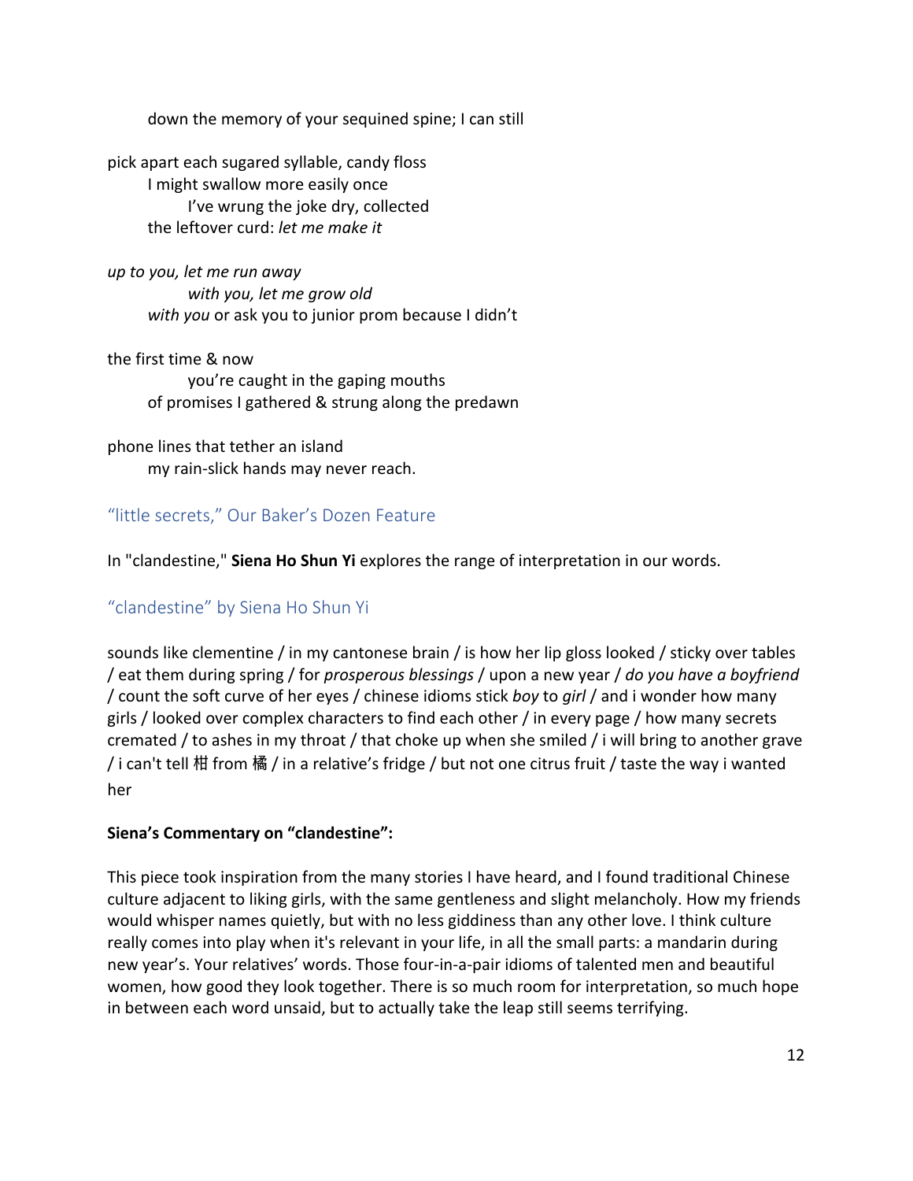down the memory of your sequined spine; I can still

pick apart each sugared syllable, candy floss
I might swallow more easily once
I've wrung the joke dry, collected
the leftover curd: *let me make it*

*up to you, let me run away*
*with you, let me grow old*
*with you* or ask you to junior prom because I didn't

the first time & now
you're caught in the gaping mouths
of promises I gathered & strung along the predawn

phone lines that tether an island
my rain-slick hands may never reach.

## "little secrets," Our Baker's Dozen Feature

In "clandestine," **Siena Ho Shun Yi** explores the range of interpretation in our words.

## "clandestine" by Siena Ho Shun Yi

sounds like clementine / in my cantonese brain / is how her lip gloss looked / sticky over tables / eat them during spring / for *prosperous blessings* / upon a new year / *do you have a boyfriend* / count the soft curve of her eyes / chinese idioms stick *boy* to *girl* / and i wonder how many girls / looked over complex characters to find each other / in every page / how many secrets cremated / to ashes in my throat / that choke up when she smiled / i will bring to another grave / i can't tell 柑 from 橘 / in a relative's fridge / but not one citrus fruit / taste the way i wanted her

**Siena's Commentary on "clandestine":**

This piece took inspiration from the many stories I have heard, and I found traditional Chinese culture adjacent to liking girls, with the same gentleness and slight melancholy. How my friends would whisper names quietly, but with no less giddiness than any other love. I think culture really comes into play when it's relevant in your life, in all the small parts: a mandarin during new year's. Your relatives' words. Those four-in-a-pair idioms of talented men and beautiful women, how good they look together. There is so much room for interpretation, so much hope in between each word unsaid, but to actually take the leap still seems terrifying.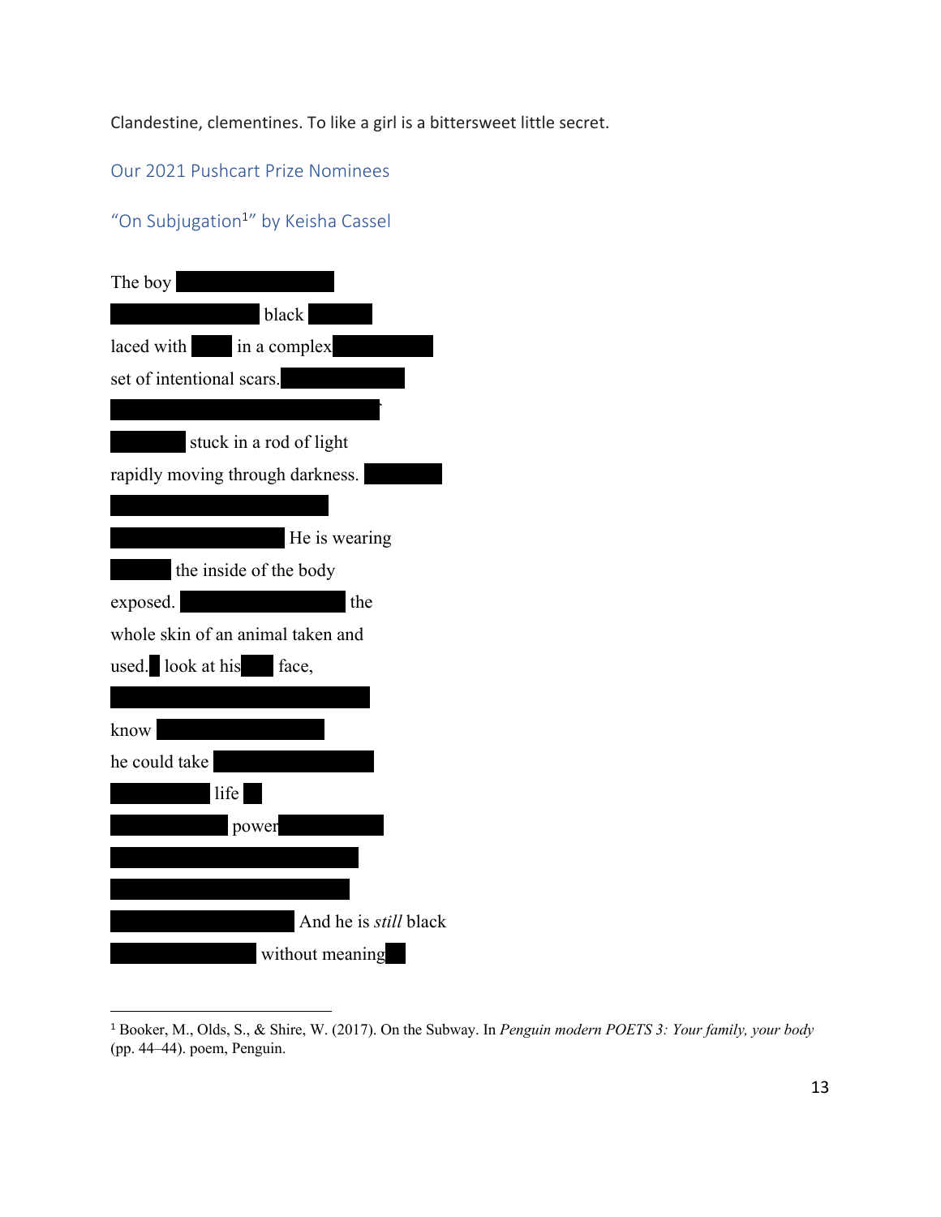Clandestine, clementines. To like a girl is a bittersweet little secret.

## Our 2021 Pushcart Prize Nominees

### "On Subjugation[1]" by Keisha Cassel

The boy

black

laced with in a complex

set of intentional scars.

stuck in a rod of light

rapidly moving through darkness.

He is wearing

the inside of the body

exposed. the

whole skin of an animal taken and

used. look at his face,

know

he could take

life

power

And he is *still* black

without meaning

---

[1] Booker, M., Olds, S., & Shire, W. (2017). On the Subway. In *Penguin modern POETS 3: Your family, your body* (pp. 44–44). poem, Penguin.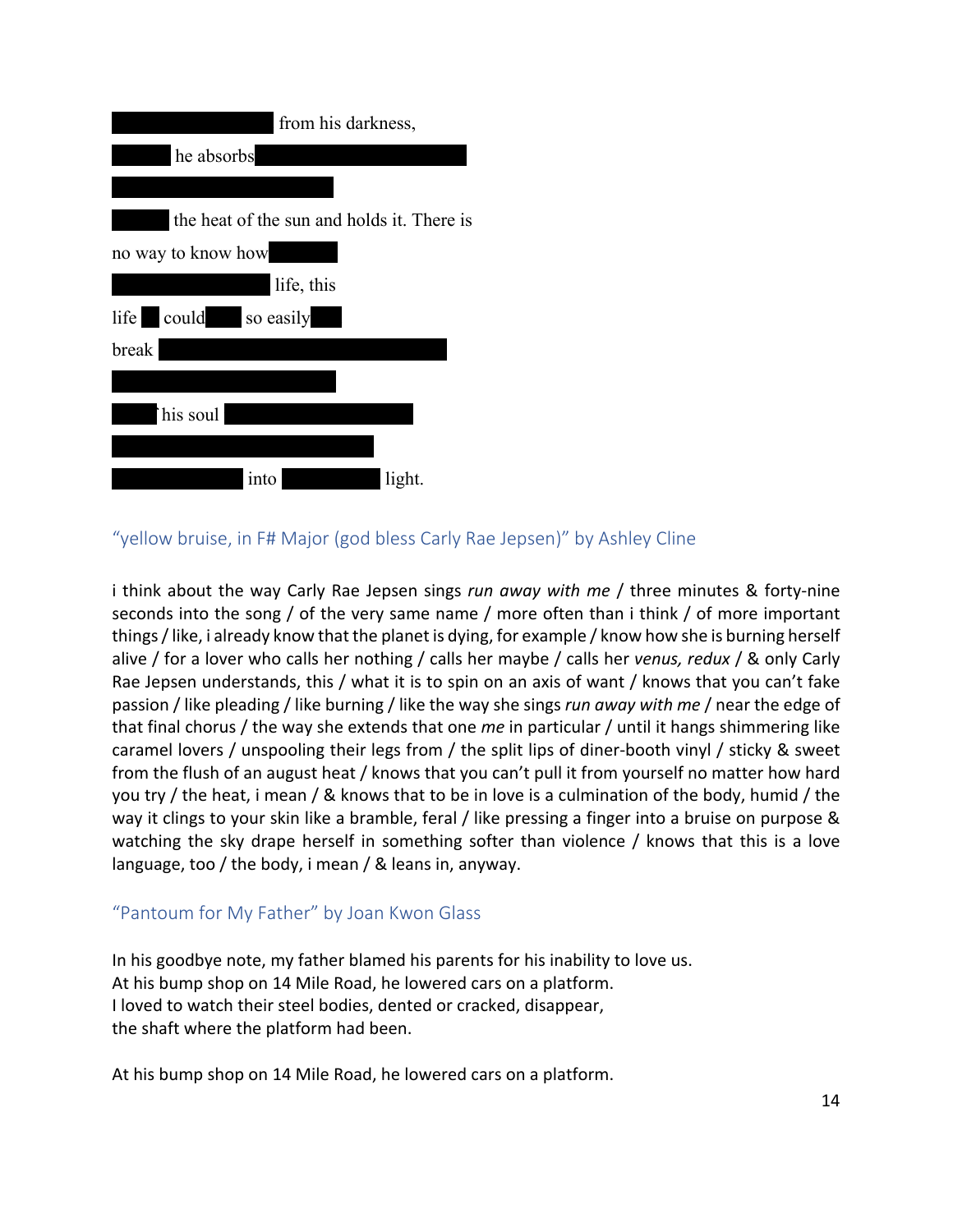from his darkness,

he absorbs

the heat of the sun and holds it. There is

no way to know how

life, this

life could so easily

break

his soul

into light.

## "yellow bruise, in F# Major (god bless Carly Rae Jepsen)" by Ashley Cline

i think about the way Carly Rae Jepsen sings *run away with me* / three minutes & forty-nine seconds into the song / of the very same name / more often than i think / of more important things / like, i already know that the planet is dying, for example / know how she is burning herself alive / for a lover who calls her nothing / calls her maybe / calls her *venus, redux* / & only Carly Rae Jepsen understands, this / what it is to spin on an axis of want / knows that you can't fake passion / like pleading / like burning / like the way she sings *run away with me* / near the edge of that final chorus / the way she extends that one *me* in particular / until it hangs shimmering like caramel lovers / unspooling their legs from / the split lips of diner-booth vinyl / sticky & sweet from the flush of an august heat / knows that you can't pull it from yourself no matter how hard you try / the heat, i mean / & knows that to be in love is a culmination of the body, humid / the way it clings to your skin like a bramble, feral / like pressing a finger into a bruise on purpose & watching the sky drape herself in something softer than violence / knows that this is a love language, too / the body, i mean / & leans in, anyway.

## "Pantoum for My Father" by Joan Kwon Glass

In his goodbye note, my father blamed his parents for his inability to love us.
At his bump shop on 14 Mile Road, he lowered cars on a platform.
I loved to watch their steel bodies, dented or cracked, disappear,
the shaft where the platform had been.

At his bump shop on 14 Mile Road, he lowered cars on a platform.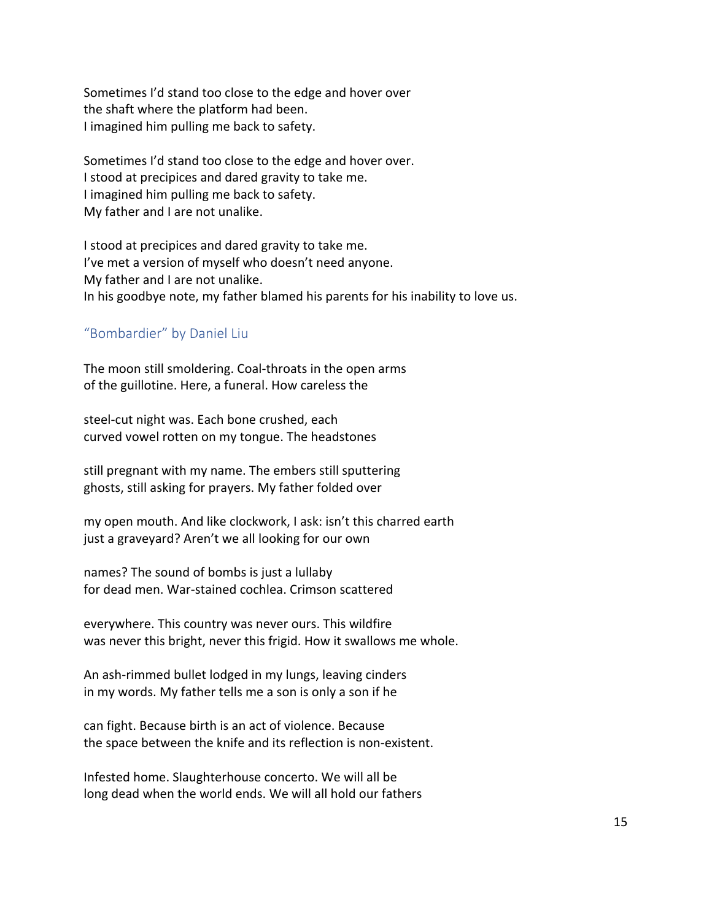Sometimes I'd stand too close to the edge and hover over
the shaft where the platform had been.
I imagined him pulling me back to safety.

Sometimes I'd stand too close to the edge and hover over.
I stood at precipices and dared gravity to take me.
I imagined him pulling me back to safety.
My father and I are not unalike.

I stood at precipices and dared gravity to take me.
I've met a version of myself who doesn't need anyone.
My father and I are not unalike.
In his goodbye note, my father blamed his parents for his inability to love us.

## "Bombardier" by Daniel Liu

The moon still smoldering. Coal-throats in the open arms
of the guillotine. Here, a funeral. How careless the

steel-cut night was. Each bone crushed, each
curved vowel rotten on my tongue. The headstones

still pregnant with my name. The embers still sputtering
ghosts, still asking for prayers. My father folded over

my open mouth. And like clockwork, I ask: isn't this charred earth
just a graveyard? Aren't we all looking for our own

names? The sound of bombs is just a lullaby
for dead men. War-stained cochlea. Crimson scattered

everywhere. This country was never ours. This wildfire
was never this bright, never this frigid. How it swallows me whole.

An ash-rimmed bullet lodged in my lungs, leaving cinders
in my words. My father tells me a son is only a son if he

can fight. Because birth is an act of violence. Because
the space between the knife and its reflection is non-existent.

Infested home. Slaughterhouse concerto. We will all be
long dead when the world ends. We will all hold our fathers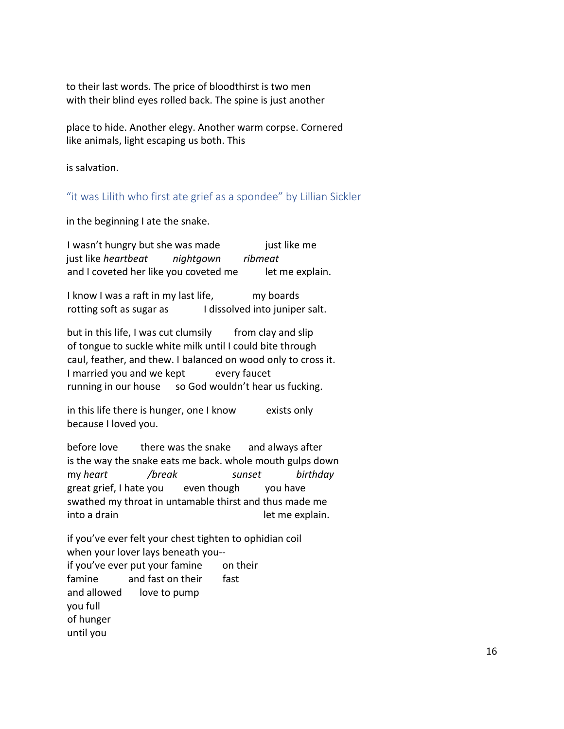to their last words. The price of bloodthirst is two men
with their blind eyes rolled back. The spine is just another

place to hide. Another elegy. Another warm corpse. Cornered
like animals, light escaping us both. This

is salvation.

## "it was Lilith who first ate grief as a spondee" by Lillian Sickler

in the beginning I ate the snake.

I wasn't hungry but she was made just like me
just like *heartbeat* *nightgown* *ribmeat*
and I coveted her like you coveted me let me explain.

I know I was a raft in my last life, my boards
rotting soft as sugar as I dissolved into juniper salt.

but in this life, I was cut clumsily from clay and slip
of tongue to suckle white milk until I could bite through
caul, feather, and thew. I balanced on wood only to cross it.
I married you and we kept every faucet
running in our house so God wouldn't hear us fucking.

in this life there is hunger, one I know exists only
because I loved you.

before love there was the snake and always after
is the way the snake eats me back. whole mouth gulps down
my *heart* */break* *sunset* *birthday*
great grief, I hate you even though you have
swathed my throat in untamable thirst and thus made me
into a drain let me explain.

if you've ever felt your chest tighten to ophidian coil
when your lover lays beneath you--
if you've ever put your famine on their
famine and fast on their fast
and allowed love to pump
you full
of hunger
until you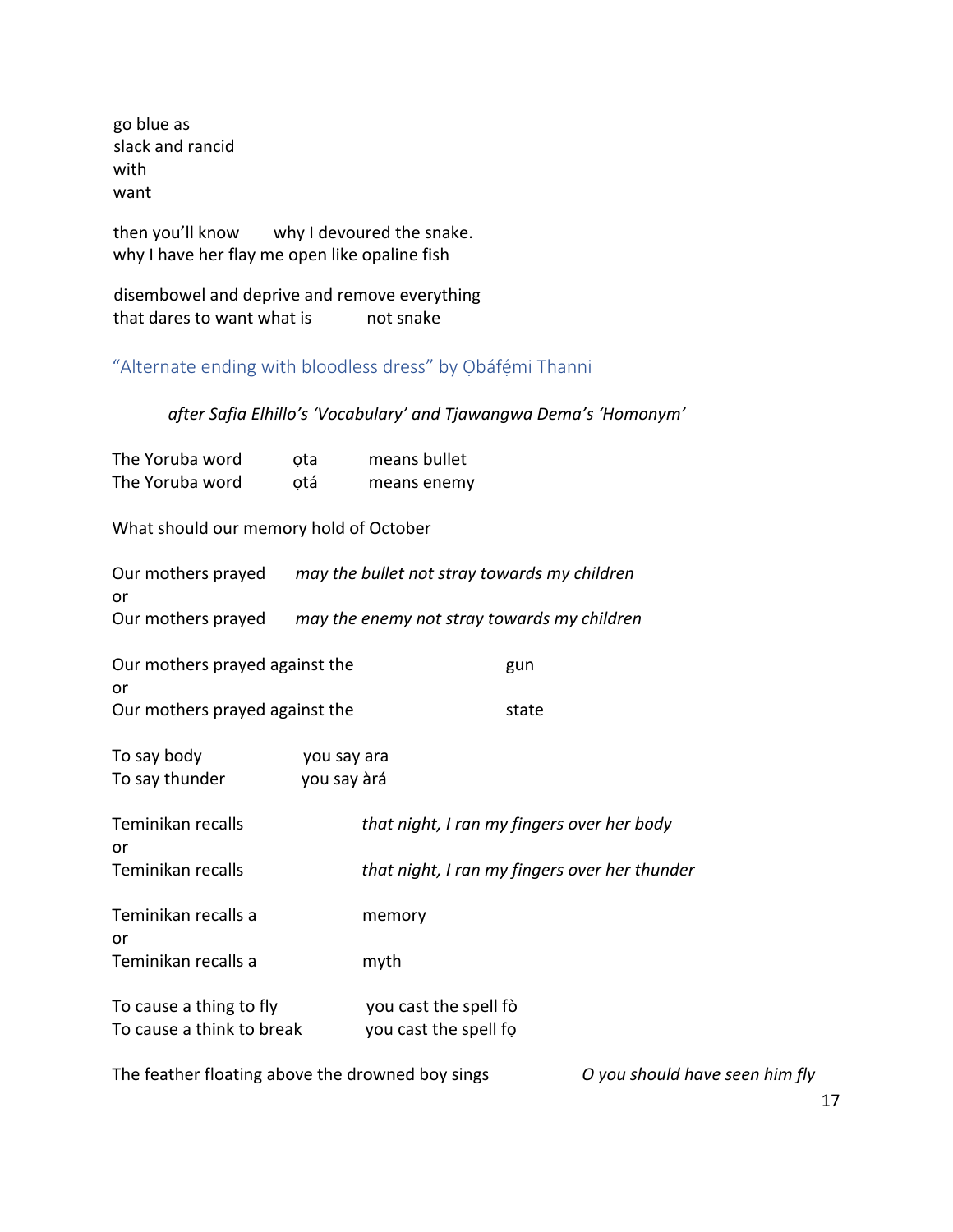go blue as
slack and rancid
with
want

then you'll know       why I devoured the snake.
why I have her flay me open like opaline fish

disembowel and deprive and remove everything
that dares to want what is           not snake

## "Alternate ending with bloodless dress" by Ọbáfẹ́mi Thanni

*after Safia Elhillo's 'Vocabulary' and Tjawangwa Dema's 'Homonym'*

The Yoruba word    ọta    means bullet
The Yoruba word    ọtá    means enemy

What should our memory hold of October

Our mothers prayed    *may the bullet not stray towards my children*
or
Our mothers prayed    *may the enemy not stray towards my children*

Our mothers prayed against the                    gun
or
Our mothers prayed against the                    state

To say body              you say ara
To say thunder          you say àrá

Teminikan recalls              *that night, I ran my fingers over her body*
or
Teminikan recalls              *that night, I ran my fingers over her thunder*

Teminikan recalls a              memory
or
Teminikan recalls a              myth

To cause a thing to fly              you cast the spell fò
To cause a think to break          you cast the spell fọ

The feather floating above the drowned boy sings              *O you should have seen him fly*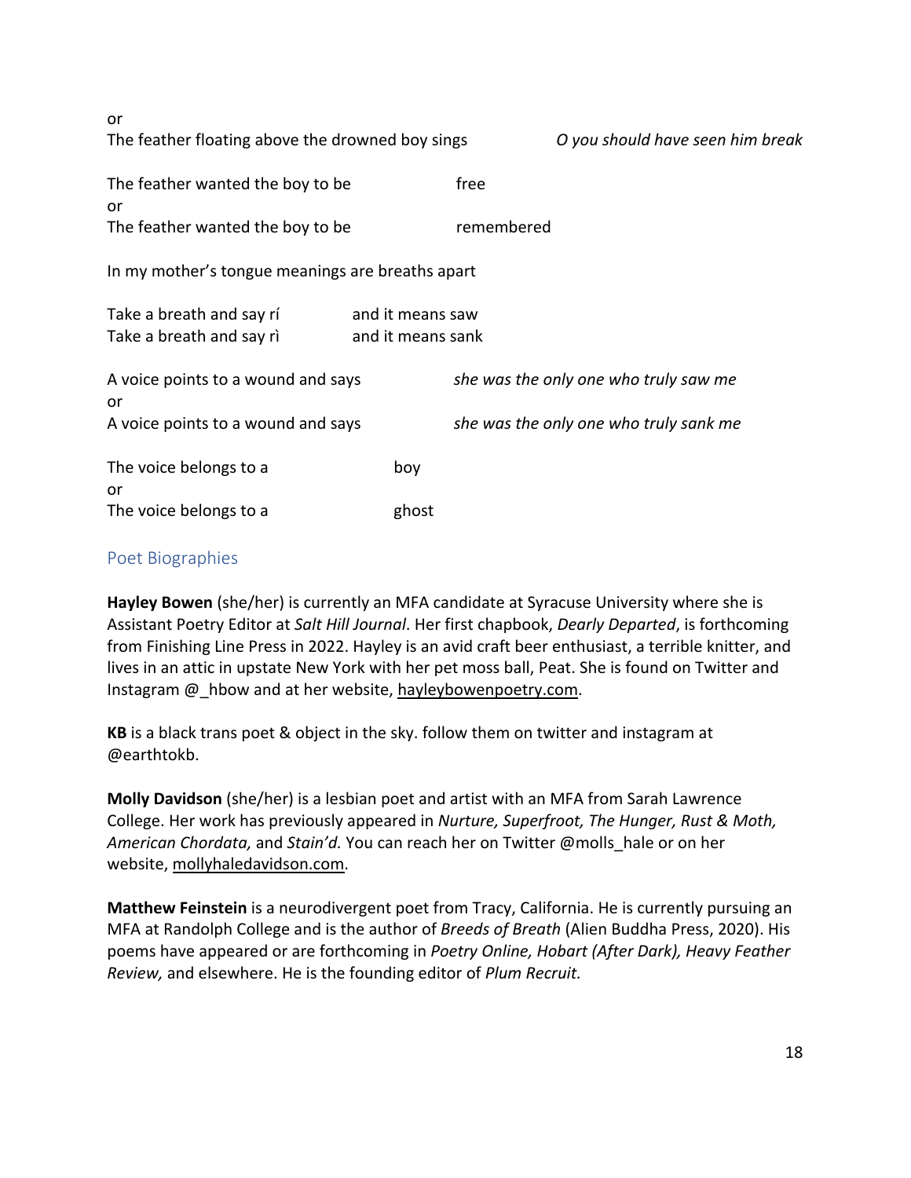or
The feather floating above the drowned boy sings *O you should have seen him break*

The feather wanted the boy to be free
or
The feather wanted the boy to be remembered

In my mother's tongue meanings are breaths apart

Take a breath and say rí and it means saw
Take a breath and say rì and it means sank

A voice points to a wound and says *she was the only one who truly saw me*
or
A voice points to a wound and says *she was the only one who truly sank me*

The voice belongs to a boy
or
The voice belongs to a ghost

## Poet Biographies

**Hayley Bowen** (she/her) is currently an MFA candidate at Syracuse University where she is Assistant Poetry Editor at *Salt Hill Journal*. Her first chapbook, *Dearly Departed*, is forthcoming from Finishing Line Press in 2022. Hayley is an avid craft beer enthusiast, a terrible knitter, and lives in an attic in upstate New York with her pet moss ball, Peat. She is found on Twitter and Instagram @_hbow and at her website, hayleybowenpoetry.com.

**KB** is a black trans poet & object in the sky. follow them on twitter and instagram at @earthtokb.

**Molly Davidson** (she/her) is a lesbian poet and artist with an MFA from Sarah Lawrence College. Her work has previously appeared in *Nurture, Superfroot, The Hunger, Rust & Moth, American Chordata,* and *Stain'd.* You can reach her on Twitter @molls_hale or on her website, mollyhaledavidson.com.

**Matthew Feinstein** is a neurodivergent poet from Tracy, California. He is currently pursuing an MFA at Randolph College and is the author of *Breeds of Breath* (Alien Buddha Press, 2020). His poems have appeared or are forthcoming in *Poetry Online, Hobart (After Dark), Heavy Feather Review,* and elsewhere. He is the founding editor of *Plum Recruit.*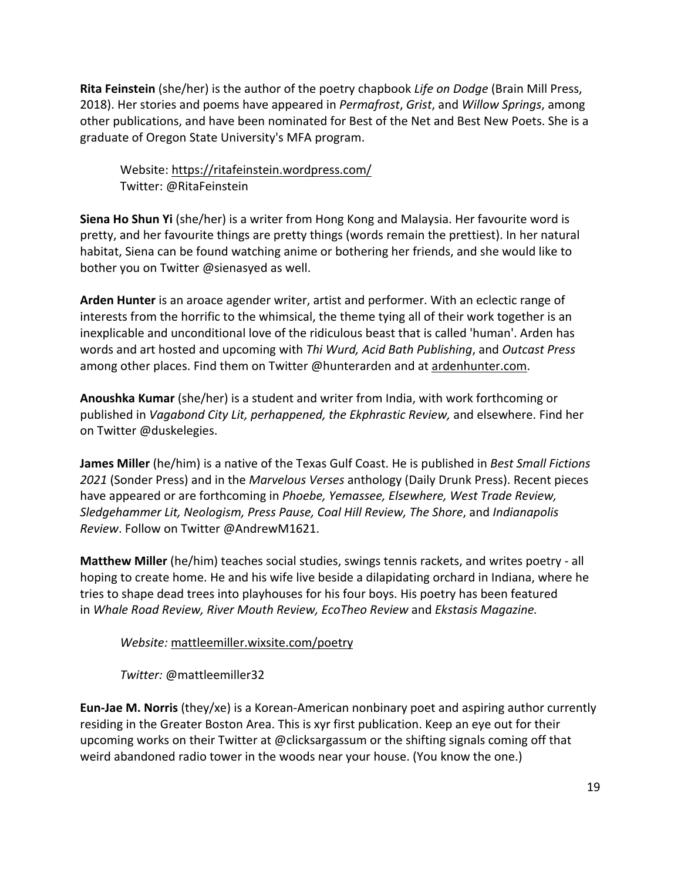**Rita Feinstein** (she/her) is the author of the poetry chapbook *Life on Dodge* (Brain Mill Press, 2018). Her stories and poems have appeared in *Permafrost*, *Grist*, and *Willow Springs*, among other publications, and have been nominated for Best of the Net and Best New Poets. She is a graduate of Oregon State University's MFA program.

Website: https://ritafeinstein.wordpress.com/
Twitter: @RitaFeinstein

**Siena Ho Shun Yi** (she/her) is a writer from Hong Kong and Malaysia. Her favourite word is pretty, and her favourite things are pretty things (words remain the prettiest). In her natural habitat, Siena can be found watching anime or bothering her friends, and she would like to bother you on Twitter @sienasyed as well.

**Arden Hunter** is an aroace agender writer, artist and performer. With an eclectic range of interests from the horrific to the whimsical, the theme tying all of their work together is an inexplicable and unconditional love of the ridiculous beast that is called 'human'. Arden has words and art hosted and upcoming with *Thi Wurd, Acid Bath Publishing*, and *Outcast Press* among other places. Find them on Twitter @hunterarden and at ardenhunter.com.

**Anoushka Kumar** (she/her) is a student and writer from India, with work forthcoming or published in *Vagabond City Lit, perhappened, the Ekphrastic Review,* and elsewhere. Find her on Twitter @duskelegies.

**James Miller** (he/him) is a native of the Texas Gulf Coast. He is published in *Best Small Fictions 2021* (Sonder Press) and in the *Marvelous Verses* anthology (Daily Drunk Press). Recent pieces have appeared or are forthcoming in *Phoebe, Yemassee, Elsewhere, West Trade Review, Sledgehammer Lit, Neologism, Press Pause, Coal Hill Review, The Shore*, and *Indianapolis Review*. Follow on Twitter @AndrewM1621.

**Matthew Miller** (he/him) teaches social studies, swings tennis rackets, and writes poetry - all hoping to create home. He and his wife live beside a dilapidating orchard in Indiana, where he tries to shape dead trees into playhouses for his four boys. His poetry has been featured in *Whale Road Review, River Mouth Review, EcoTheo Review* and *Ekstasis Magazine.*

*Website:* mattleemiller.wixsite.com/poetry

*Twitter:* @mattleemiller32

**Eun-Jae M. Norris** (they/xe) is a Korean-American nonbinary poet and aspiring author currently residing in the Greater Boston Area. This is xyr first publication. Keep an eye out for their upcoming works on their Twitter at @clicksargassum or the shifting signals coming off that weird abandoned radio tower in the woods near your house. (You know the one.)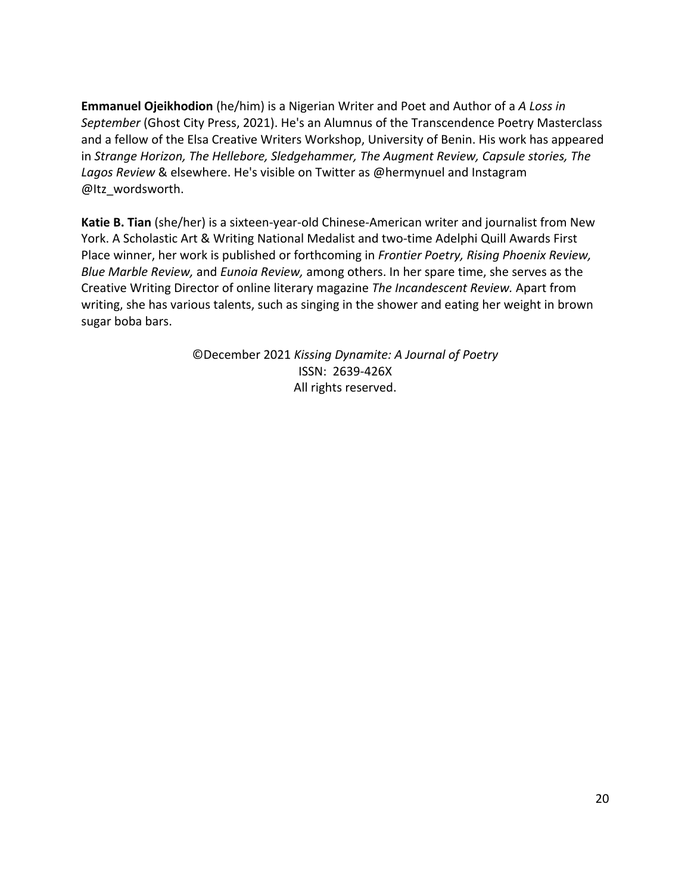**Emmanuel Ojeikhodion** (he/him) is a Nigerian Writer and Poet and Author of a *A Loss in September* (Ghost City Press, 2021). He's an Alumnus of the Transcendence Poetry Masterclass and a fellow of the Elsa Creative Writers Workshop, University of Benin. His work has appeared in *Strange Horizon, The Hellebore, Sledgehammer, The Augment Review, Capsule stories, The Lagos Review* & elsewhere. He's visible on Twitter as @hermynuel and Instagram @Itz_wordsworth.

**Katie B. Tian** (she/her) is a sixteen-year-old Chinese-American writer and journalist from New York. A Scholastic Art & Writing National Medalist and two-time Adelphi Quill Awards First Place winner, her work is published or forthcoming in *Frontier Poetry, Rising Phoenix Review, Blue Marble Review,* and *Eunoia Review,* among others. In her spare time, she serves as the Creative Writing Director of online literary magazine *The Incandescent Review.* Apart from writing, she has various talents, such as singing in the shower and eating her weight in brown sugar boba bars.

©December 2021 *Kissing Dynamite: A Journal of Poetry*
ISSN: 2639-426X
All rights reserved.